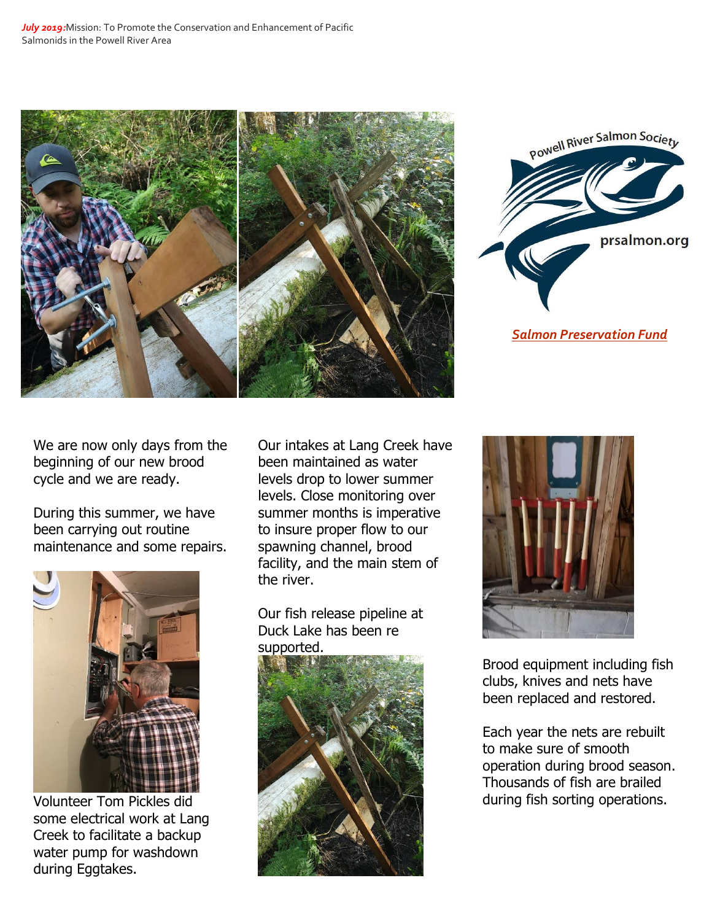***July 2019:*** Mission: To Promote the Conservation and Enhancement of Pacific Salmonids in the Powell River Area

Powell River Salmon Society

prsalmon.org

***Salmon Preservation Fund***

We are now only days from the beginning of our new brood cycle and we are ready.

During this summer, we have been carrying out routine maintenance and some repairs.

Volunteer Tom Pickles did some electrical work at Lang Creek to facilitate a backup water pump for washdown during Eggtakes.

Our intakes at Lang Creek have been maintained as water levels drop to lower summer levels. Close monitoring over summer months is imperative to insure proper flow to our spawning channel, brood facility, and the main stem of the river.

Our fish release pipeline at Duck Lake has been re supported.

Brood equipment including fish clubs, knives and nets have been replaced and restored.

Each year the nets are rebuilt to make sure of smooth operation during brood season. Thousands of fish are brailed during fish sorting operations.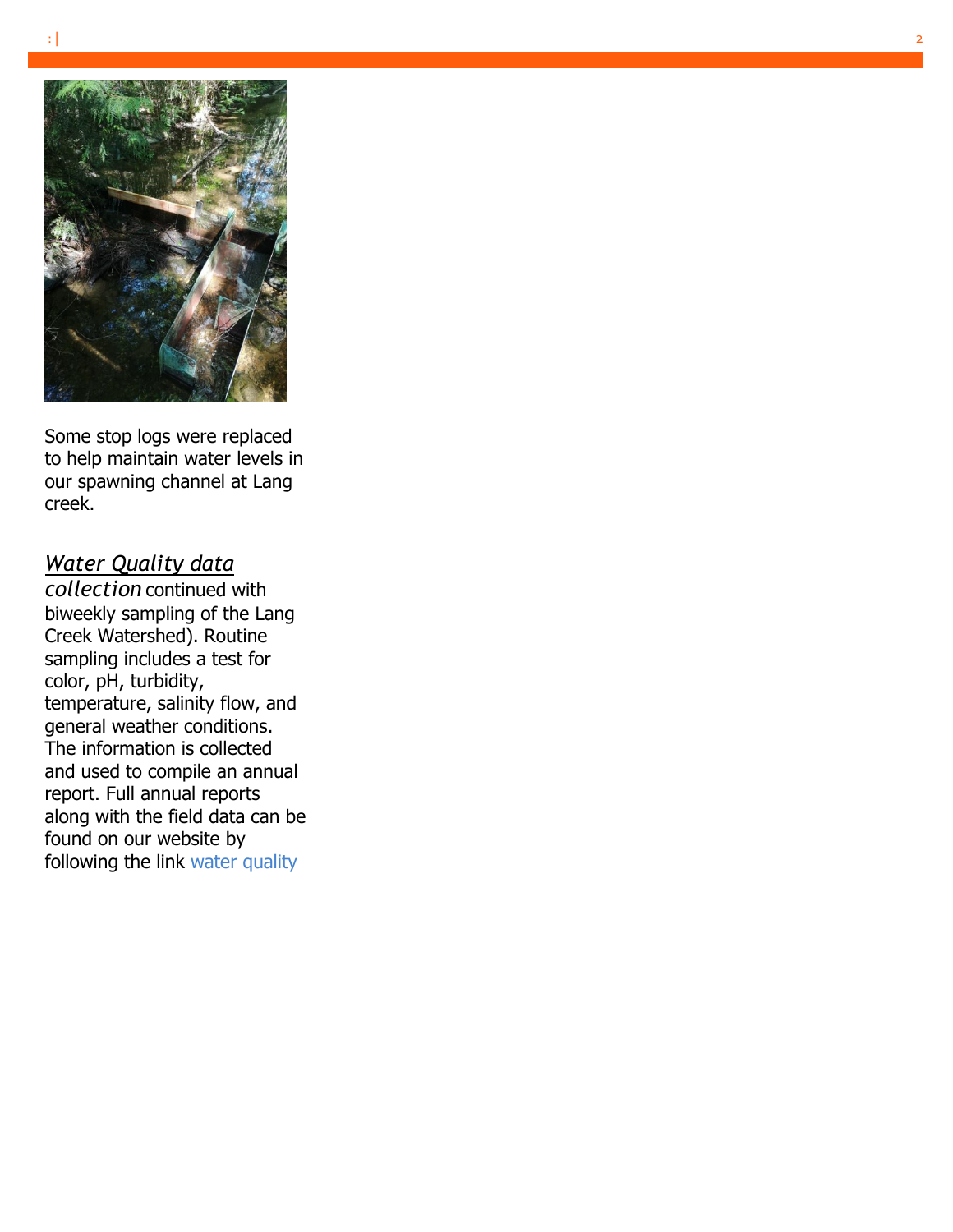Some stop logs were replaced to help maintain water levels in our spawning channel at Lang creek.

***Water Quality data collection*** continued with biweekly sampling of the Lang Creek Watershed). Routine sampling includes a test for color, pH, turbidity, temperature, salinity flow, and general weather conditions. The information is collected and used to compile an annual report. Full annual reports along with the field data can be found on our website by following the link water quality